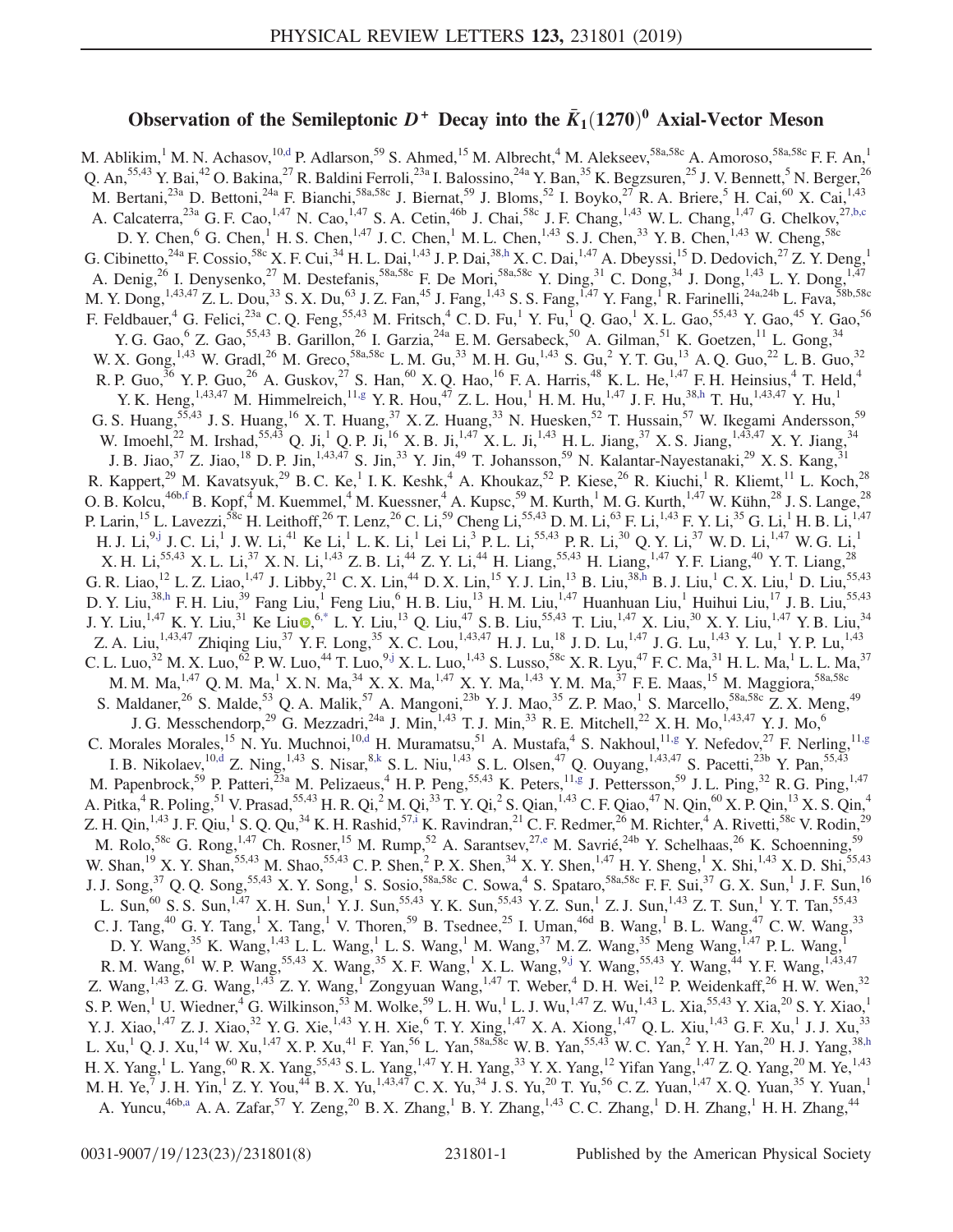# Observation of the Semileptonic $D^+$ Decay into the $\bar{K}_1(1270)^0$ Axial-Vector Meson

M. Ablikim,[1] M. N. Achasov,[10,d] P. Adlarson,[59] S. Ahmed,[15] M. Albrecht,[4] M. Alekseev,[58a,58c] A. Amoroso,[58a,58c] F. F. An,[1] Q. An,[55,43] Y. Bai,[42] O. Bakina,[27] R. Baldini Ferroli,[23a] I. Balossino,[24a] Y. Ban,[35] K. Begzsuren,[25] J. V. Bennett,[5] N. Berger,[26] M. Bertani,[23a] D. Bettoni,[24a] F. Bianchi,[58a,58c] J. Biernat,[59] J. Bloms,[52] I. Boyko,[27] R. A. Briere,[5] H. Cai,[60] X. Cai,[1,43] A. Calcaterra,[23a] G. F. Cao,[1,47] N. Cao,[1,47] S. A. Cetin,[46b] J. Chai,[58c] J. F. Chang,[1,43] W. L. Chang,[1,47] G. Chelkov,[27,b,c] D. Y. Chen,[6] G. Chen,[1] H. S. Chen,[1,47] J. C. Chen,[1] M. L. Chen,[1,43] S. J. Chen,[33] Y. B. Chen,[1,43] W. Cheng,[58c] G. Cibinetto,[24a] F. Cossio,[58c] X. F. Cui,[34] H. L. Dai,[1,43] J. P. Dai,[38,h] X. C. Dai,[1,47] A. Dbeyssi,[15] D. Dedovich,[27] Z. Y. Deng,[1] A. Denig,[26] I. Denysenko,[27] M. Destefanis,[58a,58c] F. De Mori,[58a,58c] Y. Ding,[31] C. Dong,[34] J. Dong,[1,43] L. Y. Dong,[1,47] M. Y. Dong,[1,43,47] Z. L. Dou,[33] S. X. Du,[63] J. Z. Fan,[45] J. Fang,[1,43] S. S. Fang,[1,47] Y. Fang,[1] R. Farinelli,[24a,24b] L. Fava,[58b,58c] F. Feldbauer,[4] G. Felici,[23a] C. Q. Feng,[55,43] M. Fritsch,[4] C. D. Fu,[1] Y. Fu,[1] Q. Gao,[1] X. L. Gao,[55,43] Y. Gao,[45] Y. Gao,[56] Y. G. Gao,[6] Z. Gao,[55,43] B. Garillon,[26] I. Garzia,[24a] E. M. Gersabeck,[50] A. Gilman,[51] K. Goetzen,[11] L. Gong,[34] W. X. Gong,[1,43] W. Gradl,[26] M. Greco,[58a,58c] L. M. Gu,[33] M. H. Gu,[1,43] S. Gu,[2] Y. T. Gu,[13] A. Q. Guo,[22] L. B. Guo,[32] R. P. Guo,[36] Y. P. Guo,[26] A. Guskov,[27] S. Han,[60] X. Q. Hao,[16] F. A. Harris,[48] K. L. He,[1,47] F. H. Heinsius,[4] T. Held,[4] Y. K. Heng,[1,43,47] M. Himmelreich,[11,g] Y. R. Hou,[47] Z. L. Hou,[1] H. M. Hu,[1,47] J. F. Hu,[38,h] T. Hu,[1,43,47] Y. Hu,[1] G. S. Huang,[55,43] J. S. Huang,[16] X. T. Huang,[37] X. Z. Huang,[33] N. Huesken,[52] T. Hussain,[57] W. Ikegami Andersson,[59] W. Imoehl,[22] M. Irshad,[55,43] Q. Ji,[1] Q. P. Ji,[16] X. B. Ji,[1,47] X. L. Ji,[1,43] H. L. Jiang,[37] X. S. Jiang,[1,43,47] X. Y. Jiang,[34] J. B. Jiao,[37] Z. Jiao,[18] D. P. Jin,[1,43,47] S. Jin,[33] Y. Jin,[49] T. Johansson,[59] N. Kalantar-Nayestanaki,[29] X. S. Kang,[31] R. Kappert,[29] M. Kavatsyuk,[29] B. C. Ke,[1] I. K. Keshk,[4] A. Khoukaz,[52] P. Kiese,[26] R. Kiuchi,[1] R. Kliemt,[11] L. Koch,[28] O. B. Kolcu,[46b,f] B. Kopf,[4] M. Kuemmel,[4] M. Kuessner,[4] A. Kupsc,[59] M. Kurth,[1] M. G. Kurth,[1,47] W. Kühn,[28] J. S. Lange,[28] P. Larin,[15] L. Lavezzi,[58c] H. Leithoff,[26] T. Lenz,[26] C. Li,[59] Cheng Li,[55,43] D. M. Li,[63] F. Li,[1,43] F. Y. Li,[35] G. Li,[1] H. B. Li,[1,47] H. J. Li,[9,j] J. C. Li,[1] J. W. Li,[41] Ke Li,[1] L. K. Li,[1] Lei Li,[3] P. L. Li,[55,43] P. R. Li,[30] Q. Y. Li,[37] W. D. Li,[1,47] W. G. Li,[1] X. H. Li,[55,43] X. L. Li,[37] X. N. Li,[1,43] Z. B. Li,[44] Z. Y. Li,[44] H. Liang,[55,43] H. Liang,[1,47] Y. F. Liang,[40] Y. T. Liang,[28] G. R. Liao,[12] L. Z. Liao,[1,47] J. Libby,[21] C. X. Lin,[44] D. X. Lin,[15] Y. J. Lin,[13] B. Liu,[38,h] B. J. Liu,[1] C. X. Liu,[1] D. Liu,[55,43] D. Y. Liu,[38,h] F. H. Liu,[39] Fang Liu,[1] Feng Liu,[6] H. B. Liu,[13] H. M. Liu,[1,47] Huanhuan Liu,[1] Huihui Liu,[17] J. B. Liu,[55,43] J. Y. Liu,[1,47] K. Y. Liu,[31] Ke Liu,[6,*] L. Y. Liu,[13] Q. Liu,[47] S. B. Liu,[55,43] T. Liu,[1,47] X. Liu,[30] X. Y. Liu,[1,47] Y. B. Liu,[34] Z. A. Liu,[1,43,47] Zhiqing Liu,[37] Y. F. Long,[35] X. C. Lou,[1,43,47] H. J. Lu,[18] J. D. Lu,[1,47] J. G. Lu,[1,43] Y. Lu,[1] Y. P. Lu,[1,43] C. L. Luo,[32] M. X. Luo,[62] P. W. Luo,[44] T. Luo,[9,j] X. L. Luo,[1,43] S. Lusso,[58c] X. R. Lyu,[47] F. C. Ma,[31] H. L. Ma,[1] L. L. Ma,[37] M. M. Ma,[1,47] Q. M. Ma,[1] X. N. Ma,[34] X. X. Ma,[1,47] X. Y. Ma,[1,43] Y. M. Ma,[37] F. E. Maas,[15] M. Maggiora,[58a,58c] S. Maldaner,[26] S. Malde,[53] Q. A. Malik,[57] A. Mangoni,[23b] Y. J. Mao,[35] Z. P. Mao,[1] S. Marcello,[58a,58c] Z. X. Meng,[49] J. G. Messchendorp,[29] G. Mezzadri,[24a] J. Min,[1,43] T. J. Min,[33] R. E. Mitchell,[22] X. H. Mo,[1,43,47] Y. J. Mo,[6] C. Morales Morales,[15] N. Yu. Muchnoi,[10,d] H. Muramatsu,[51] A. Mustafa,[4] S. Nakhoul,[11,g] Y. Nefedov,[27] F. Nerling,[11,g] I. B. Nikolaev,[10,d] Z. Ning,[1,43] S. Nisar,[8,k] S. L. Niu,[1,43] S. L. Olsen,[47] Q. Ouyang,[1,43,47] S. Pacetti,[23b] Y. Pan,[55,43] M. Papenbrock,[59] P. Patteri,[23a] M. Pelizaeus,[4] H. P. Peng,[55,43] K. Peters,[11,g] J. Pettersson,[59] J. L. Ping,[32] R. G. Ping,[1,47] A. Pitka,[4] R. Poling,[51] V. Prasad,[55,43] H. R. Qi,[2] M. Qi,[33] T. Y. Qi,[2] S. Qian,[1,43] C. F. Qiao,[47] N. Qin,[60] X. P. Qin,[13] X. S. Qin,[4] Z. H. Qin,[1,43] J. F. Qiu,[1] S. Q. Qu,[34] K. H. Rashid,[57,i] K. Ravindran,[21] C. F. Redmer,[26] M. Richter,[4] A. Rivetti,[58c] V. Rodin,[29] M. Rolo,[58c] G. Rong,[1,47] Ch. Rosner,[15] M. Rump,[52] A. Sarantsev,[27,e] M. Savrié,[24b] Y. Schelhaas,[26] K. Schoenning,[59] W. Shan,[19] X. Y. Shan,[55,43] M. Shao,[55,43] C. P. Shen,[2] P. X. Shen,[34] X. Y. Shen,[1,47] H. Y. Sheng,[1] X. Shi,[1,43] X. D. Shi,[55,43] J. J. Song,[37] Q. Q. Song,[55,43] X. Y. Song,[1] S. Sosio,[58a,58c] C. Sowa,[4] S. Spataro,[58a,58c] F. F. Sui,[37] G. X. Sun,[1] J. F. Sun,[16] L. Sun,[60] S. S. Sun,[1,47] X. H. Sun,[1] Y. J. Sun,[55,43] Y. K. Sun,[55,43] Y. Z. Sun,[1] Z. J. Sun,[1,43] Z. T. Sun,[1] Y. T. Tan,[55,43] C. J. Tang,[40] G. Y. Tang,[1] X. Tang,[1] V. Thoren,[59] B. Tsednee,[25] I. Uman,[46d] B. Wang,[1] B. L. Wang,[47] C. W. Wang,[33] D. Y. Wang,[35] K. Wang,[1,43] L. L. Wang,[1] L. S. Wang,[1] M. Wang,[37] M. Z. Wang,[35] Meng Wang,[1,47] P. L. Wang,[1] R. M. Wang,[61] W. P. Wang,[55,43] X. Wang,[35] X. F. Wang,[1] X. L. Wang,[9,j] Y. Wang,[55,43] Y. Wang,[44] Y. F. Wang,[1,43,47] Z. Wang,[1,43] Z. G. Wang,[1,43] Z. Y. Wang,[1] Zongyuan Wang,[1,47] T. Weber,[4] D. H. Wei,[12] P. Weidenkaff,[26] H. W. Wen,[32] S. P. Wen,[1] U. Wiedner,[4] G. Wilkinson,[53] M. Wolke,[59] L. H. Wu,[1] L. J. Wu,[1,47] Z. Wu,[1,43] L. Xia,[55,43] Y. Xia,[20] S. Y. Xiao,[1] Y. J. Xiao,[1,47] Z. J. Xiao,[32] Y. G. Xie,[1,43] Y. H. Xie,[6] T. Y. Xing,[1,47] X. A. Xiong,[1,47] Q. L. Xiu,[1,43] G. F. Xu,[1] J. J. Xu,[33] L. Xu,[1] Q. J. Xu,[14] W. Xu,[1,47] X. P. Xu,[41] F. Yan,[56] L. Yan,[58a,58c] W. B. Yan,[55,43] W. C. Yan,[2] Y. H. Yan,[20] H. J. Yang,[38,h] H. X. Yang,[1] L. Yang,[60] R. X. Yang,[55,43] S. L. Yang,[1,47] Y. H. Yang,[33] Y. X. Yang,[12] Yifan Yang,[1,47] Z. Q. Yang,[20] M. Ye,[1,43] M. H. Ye,[7] J. H. Yin,[1] Z. Y. You,[44] B. X. Yu,[1,43,47] C. X. Yu,[34] J. S. Yu,[20] T. Yu,[56] C. Z. Yuan,[1,47] X. Q. Yuan,[35] Y. Yuan,[1] A. Yuncu,[46b,a] A. A. Zafar,[57] Y. Zeng,[20] B. X. Zhang,[1] B. Y. Zhang,[1,43] C. C. Zhang,[1] D. H. Zhang,[1] H. H. Zhang,[44]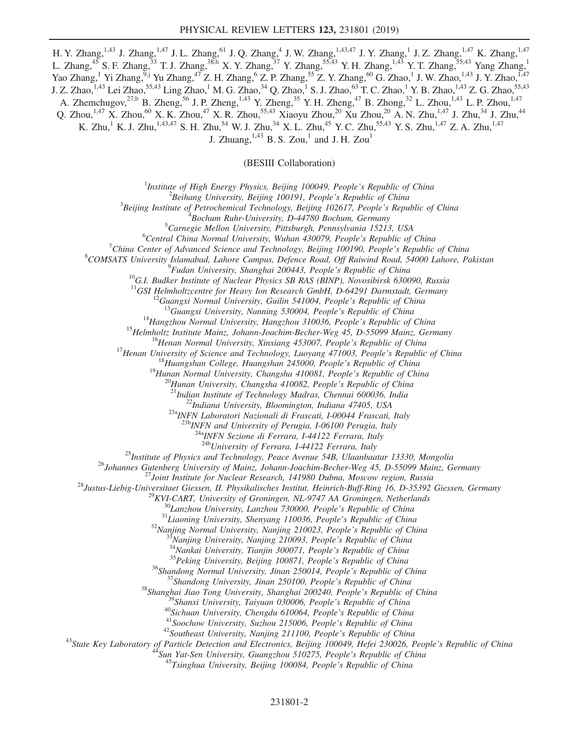H. Y. Zhang,[1,43] J. Zhang,[1,47] J. L. Zhang,[61] J. Q. Zhang,[4] J. W. Zhang,[1,43,47] J. Y. Zhang,[1] J. Z. Zhang,[1,47] K. Zhang,[1,47] L. Zhang,[45] S. F. Zhang,[33] T. J. Zhang,[38,h] X. Y. Zhang,[37] Y. Zhang,[55,43] Y. H. Zhang,[1,43] Y. T. Zhang,[55,43] Yang Zhang,[1] Yao Zhang,[1] Yi Zhang,[9,j] Yu Zhang,[47] Z. H. Zhang,[6] Z. P. Zhang,[55] Z. Y. Zhang,[60] G. Zhao,[1] J. W. Zhao,[1,43] J. Y. Zhao,[1,47] J. Z. Zhao,[1,43] Lei Zhao,[55,43] Ling Zhao,[1] M. G. Zhao,[34] Q. Zhao,[1] S. J. Zhao,[63] T. C. Zhao,[1] Y. B. Zhao,[1,43] Z. G. Zhao,[55,43] A. Zhemchugov,[27,b] B. Zheng,[56] J. P. Zheng,[1,43] Y. Zheng,[35] Y. H. Zheng,[47] B. Zhong,[32] L. Zhou,[1,43] L. P. Zhou,[1,47] Q. Zhou,[1,47] X. Zhou,[60] X. K. Zhou,[47] X. R. Zhou,[55,43] Xiaoyu Zhou,[20] Xu Zhou,[20] A. N. Zhu,[1,47] J. Zhu,[34] J. Zhu,[44] K. Zhu,[1] K. J. Zhu,[1,43,47] S. H. Zhu,[54] W. J. Zhu,[34] X. L. Zhu,[45] Y. C. Zhu,[55,43] Y. S. Zhu,[1,47] Z. A. Zhu,[1,47] J. Zhuang,[1,43] B. S. Zou,[1] and J. H. Zou[1]

(BESIII Collaboration)

[1]*Institute of High Energy Physics, Beijing 100049, People's Republic of China*
[2]*Beihang University, Beijing 100191, People's Republic of China*
[3]*Beijing Institute of Petrochemical Technology, Beijing 102617, People's Republic of China*
[4]*Bochum Ruhr-University, D-44780 Bochum, Germany*
[5]*Carnegie Mellon University, Pittsburgh, Pennsylvania 15213, USA*
[6]*Central China Normal University, Wuhan 430079, People's Republic of China*
[7]*China Center of Advanced Science and Technology, Beijing 100190, People's Republic of China*
[8]*COMSATS University Islamabad, Lahore Campus, Defence Road, Off Raiwind Road, 54000 Lahore, Pakistan*
[9]*Fudan University, Shanghai 200443, People's Republic of China*
[10]*G.I. Budker Institute of Nuclear Physics SB RAS (BINP), Novosibirsk 630090, Russia*
[11]*GSI Helmholtzcentre for Heavy Ion Research GmbH, D-64291 Darmstadt, Germany*
[12]*Guangxi Normal University, Guilin 541004, People's Republic of China*
[13]*Guangxi University, Nanning 530004, People's Republic of China*
[14]*Hangzhou Normal University, Hangzhou 310036, People's Republic of China*
[15]*Helmholtz Institute Mainz, Johann-Joachim-Becher-Weg 45, D-55099 Mainz, Germany*
[16]*Henan Normal University, Xinxiang 453007, People's Republic of China*
[17]*Henan University of Science and Technology, Luoyang 471003, People's Republic of China*
[18]*Huangshan College, Huangshan 245000, People's Republic of China*
[19]*Hunan Normal University, Changsha 410081, People's Republic of China*
[20]*Hunan University, Changsha 410082, People's Republic of China*
[21]*Indian Institute of Technology Madras, Chennai 600036, India*
[22]*Indiana University, Bloomington, Indiana 47405, USA*
[23a]*INFN Laboratori Nazionali di Frascati, I-00044 Frascati, Italy*
[23b]*INFN and University of Perugia, I-06100 Perugia, Italy*
[24a]*INFN Sezione di Ferrara, I-44122 Ferrara, Italy*
[24b]*University of Ferrara, I-44122 Ferrara, Italy*
[25]*Institute of Physics and Technology, Peace Avenue 54B, Ulaanbaatar 13330, Mongolia*
[26]*Johannes Gutenberg University of Mainz, Johann-Joachim-Becher-Weg 45, D-55099 Mainz, Germany*
[27]*Joint Institute for Nuclear Research, 141980 Dubna, Moscow region, Russia*
[28]*Justus-Liebig-Universitaet Giessen, II. Physikalisches Institut, Heinrich-Buff-Ring 16, D-35392 Giessen, Germany*
[29]*KVI-CART, University of Groningen, NL-9747 AA Groningen, Netherlands*
[30]*Lanzhou University, Lanzhou 730000, People's Republic of China*
[31]*Liaoning University, Shenyang 110036, People's Republic of China*
[32]*Nanjing Normal University, Nanjing 210023, People's Republic of China*
[33]*Nanjing University, Nanjing 210093, People's Republic of China*
[34]*Nankai University, Tianjin 300071, People's Republic of China*
[35]*Peking University, Beijing 100871, People's Republic of China*
[36]*Shandong Normal University, Jinan 250014, People's Republic of China*
[37]*Shandong University, Jinan 250100, People's Republic of China*
[38]*Shanghai Jiao Tong University, Shanghai 200240, People's Republic of China*
[39]*Shanxi University, Taiyuan 030006, People's Republic of China*
[40]*Sichuan University, Chengdu 610064, People's Republic of China*
[41]*Soochow University, Suzhou 215006, People's Republic of China*
[42]*Southeast University, Nanjing 211100, People's Republic of China*
[43]*State Key Laboratory of Particle Detection and Electronics, Beijing 100049, Hefei 230026, People's Republic of China*
[44]*Sun Yat-Sen University, Guangzhou 510275, People's Republic of China*
[45]*Tsinghua University, Beijing 100084, People's Republic of China*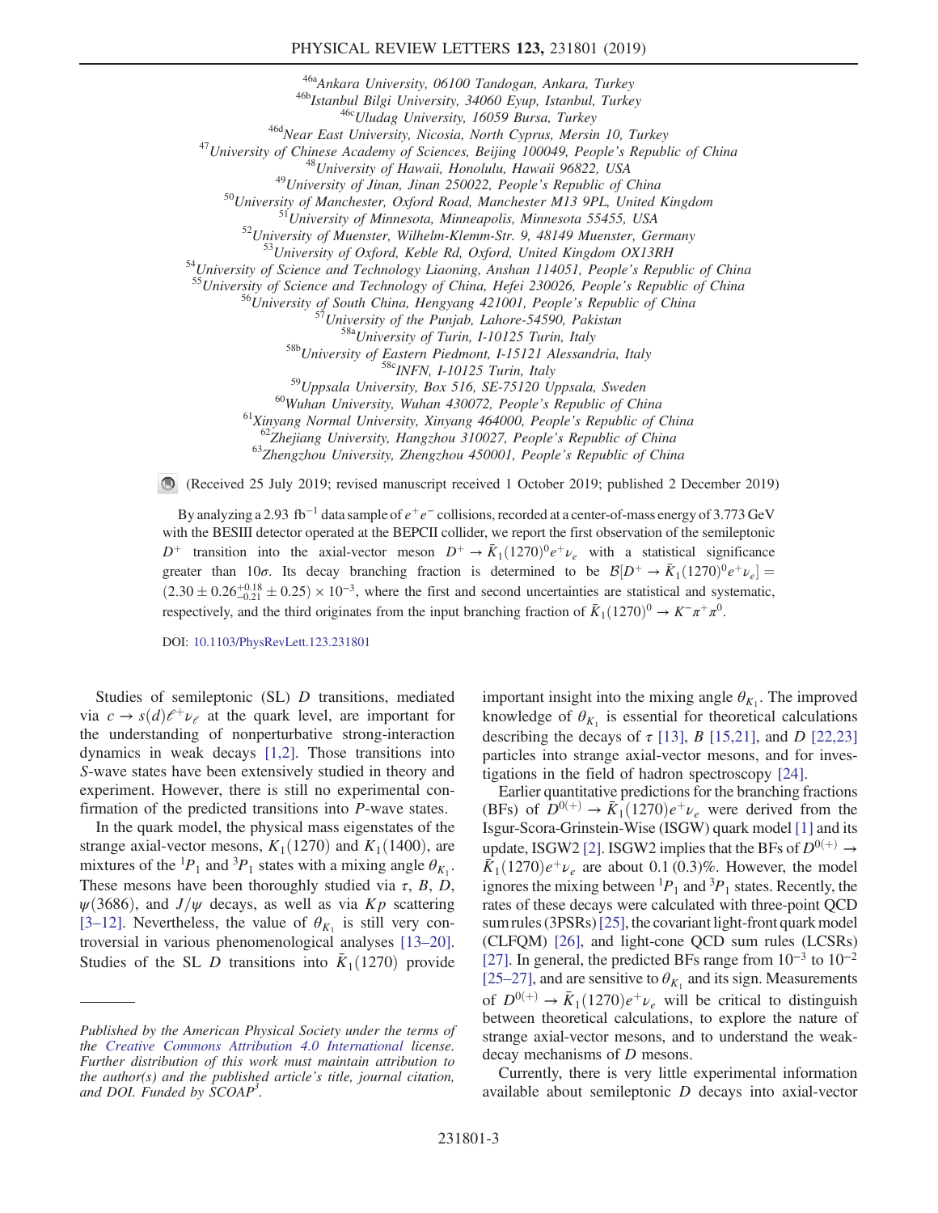[46a]Ankara University, 06100 Tandogan, Ankara, Turkey
[46b]Istanbul Bilgi University, 34060 Eyup, Istanbul, Turkey
[46c]Uludag University, 16059 Bursa, Turkey
[46d]Near East University, Nicosia, North Cyprus, Mersin 10, Turkey
[47]University of Chinese Academy of Sciences, Beijing 100049, People's Republic of China
[48]University of Hawaii, Honolulu, Hawaii 96822, USA
[49]University of Jinan, Jinan 250022, People's Republic of China
[50]University of Manchester, Oxford Road, Manchester M13 9PL, United Kingdom
[51]University of Minnesota, Minneapolis, Minnesota 55455, USA
[52]University of Muenster, Wilhelm-Klemm-Str. 9, 48149 Muenster, Germany
[53]University of Oxford, Keble Rd, Oxford, United Kingdom OX13RH
[54]University of Science and Technology Liaoning, Anshan 114051, People's Republic of China
[55]University of Science and Technology of China, Hefei 230026, People's Republic of China
[56]University of South China, Hengyang 421001, People's Republic of China
[57]University of the Punjab, Lahore-54590, Pakistan
[58a]University of Turin, I-10125 Turin, Italy
[58b]University of Eastern Piedmont, I-15121 Alessandria, Italy
[58c]INFN, I-10125 Turin, Italy
[59]Uppsala University, Box 516, SE-75120 Uppsala, Sweden
[60]Wuhan University, Wuhan 430072, People's Republic of China
[61]Xinyang Normal University, Xinyang 464000, People's Republic of China
[62]Zhejiang University, Hangzhou 310027, People's Republic of China
[63]Zhengzhou University, Zhengzhou 450001, People's Republic of China

(Received 25 July 2019; revised manuscript received 1 October 2019; published 2 December 2019)

By analyzing a 2.93 $\mathrm{fb}^{-1}$ data sample of $e^+e^-$ collisions, recorded at a center-of-mass energy of 3.773 GeV with the BESIII detector operated at the BEPCII collider, we report the first observation of the semileptonic $D^+$ transition into the axial-vector meson $D^+ \to \bar{K}_1(1270)^0 e^+\nu_e$ with a statistical significance greater than $10\sigma$. Its decay branching fraction is determined to be $\mathcal{B}[D^+ \to \bar{K}_1(1270)^0 e^+\nu_e] = (2.30 \pm 0.26^{+0.18}_{-0.21} \pm 0.25) \times 10^{-3}$, where the first and second uncertainties are statistical and systematic, respectively, and the third originates from the input branching fraction of $\bar{K}_1(1270)^0 \to K^-\pi^+\pi^0$.

DOI: 10.1103/PhysRevLett.123.231801

Studies of semileptonic (SL) $D$ transitions, mediated via $c \to s(d)\ell^+\nu_\ell$ at the quark level, are important for the understanding of nonperturbative strong-interaction dynamics in weak decays [1,2]. Those transitions into $S$-wave states have been extensively studied in theory and experiment. However, there is still no experimental confirmation of the predicted transitions into $P$-wave states.

In the quark model, the physical mass eigenstates of the strange axial-vector mesons, $K_1(1270)$ and $K_1(1400)$, are mixtures of the ${}^1P_1$ and ${}^3P_1$ states with a mixing angle $\theta_{K_1}$. These mesons have been thoroughly studied via $\tau$, $B$, $D$, $\psi(3686)$, and $J/\psi$ decays, as well as via $Kp$ scattering [3–12]. Nevertheless, the value of $\theta_{K_1}$ is still very controversial in various phenomenological analyses [13–20]. Studies of the SL $D$ transitions into $\bar{K}_1(1270)$ provide important insight into the mixing angle $\theta_{K_1}$. The improved knowledge of $\theta_{K_1}$ is essential for theoretical calculations describing the decays of $\tau$ [13], $B$ [15,21], and $D$ [22,23] particles into strange axial-vector mesons, and for investigations in the field of hadron spectroscopy [24].

Earlier quantitative predictions for the branching fractions (BFs) of $D^{0(+)} \to \bar{K}_1(1270)e^+\nu_e$ were derived from the Isgur-Scora-Grinstein-Wise (ISGW) quark model [1] and its update, ISGW2 [2]. ISGW2 implies that the BFs of $D^{0(+)} \to \bar{K}_1(1270)e^+\nu_e$ are about 0.1 (0.3)%. However, the model ignores the mixing between ${}^1P_1$ and ${}^3P_1$ states. Recently, the rates of these decays were calculated with three-point QCD sum rules (3PSRs) [25], the covariant light-front quark model (CLFQM) [26], and light-cone QCD sum rules (LCSRs) [27]. In general, the predicted BFs range from $10^{-3}$ to $10^{-2}$ [25–27], and are sensitive to $\theta_{K_1}$ and its sign. Measurements of $D^{0(+)} \to \bar{K}_1(1270)e^+\nu_e$ will be critical to distinguish between theoretical calculations, to explore the nature of strange axial-vector mesons, and to understand the weak-decay mechanisms of $D$ mesons.

Currently, there is very little experimental information available about semileptonic $D$ decays into axial-vector

---

*Published by the American Physical Society under the terms of the Creative Commons Attribution 4.0 International license. Further distribution of this work must maintain attribution to the author(s) and the published article's title, journal citation, and DOI. Funded by SCOAP[3].*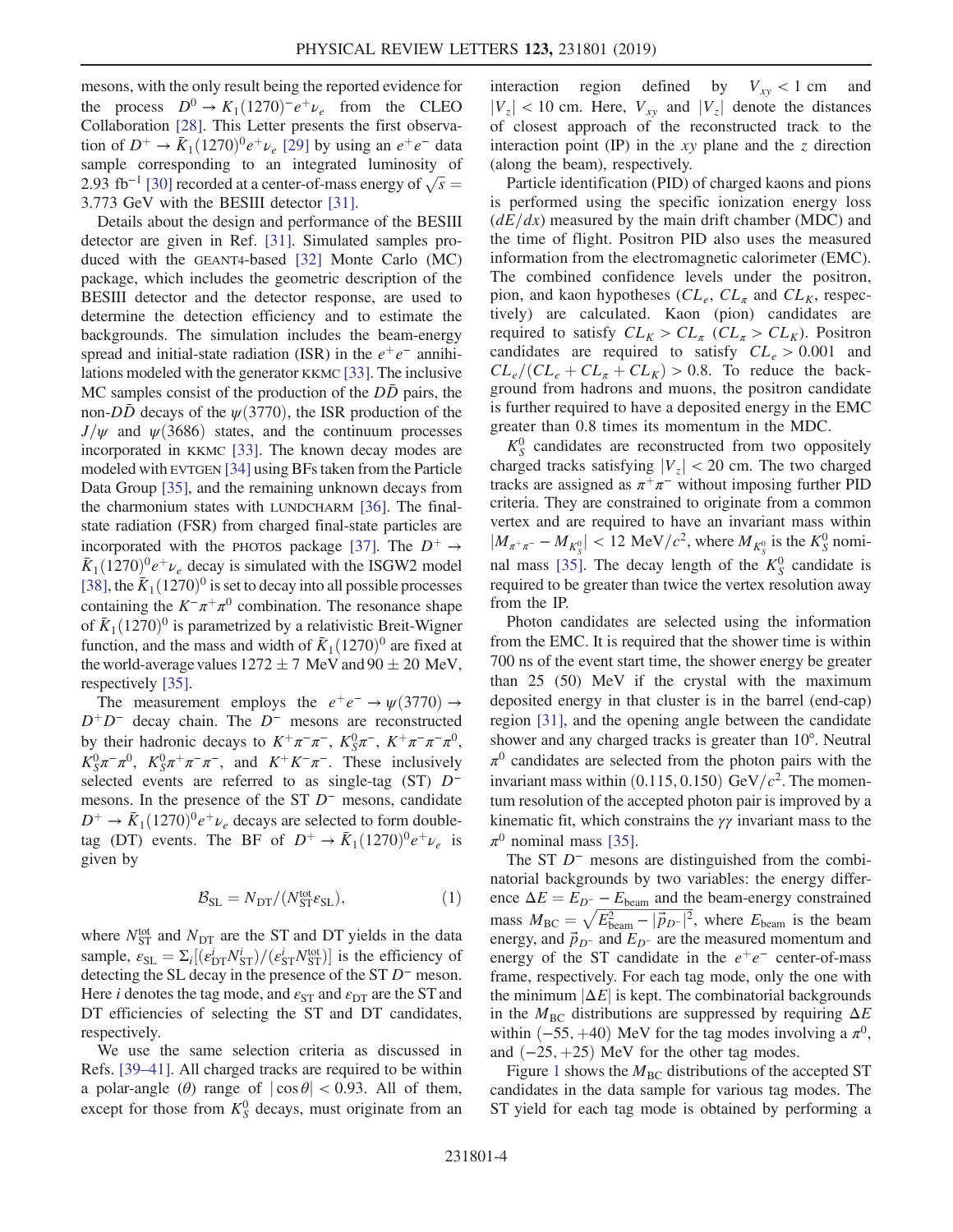mesons, with the only result being the reported evidence for the process $D^0 \to K_1(1270)^- e^+ \nu_e$ from the CLEO Collaboration [28]. This Letter presents the first observation of $D^+ \to \bar{K}_1(1270)^0 e^+ \nu_e$ [29] by using an $e^+e^-$ data sample corresponding to an integrated luminosity of 2.93 fb$^{-1}$ [30] recorded at a center-of-mass energy of $\sqrt{s} = 3.773$ GeV with the BESIII detector [31].

Details about the design and performance of the BESIII detector are given in Ref. [31]. Simulated samples produced with the GEANT4-based [32] Monte Carlo (MC) package, which includes the geometric description of the BESIII detector and the detector response, are used to determine the detection efficiency and to estimate the backgrounds. The simulation includes the beam-energy spread and initial-state radiation (ISR) in the $e^+e^-$ annihilations modeled with the generator KKMC [33]. The inclusive MC samples consist of the production of the $D\bar{D}$ pairs, the non-$D\bar{D}$ decays of the $\psi(3770)$, the ISR production of the $J/\psi$ and $\psi(3686)$ states, and the continuum processes incorporated in KKMC [33]. The known decay modes are modeled with EVTGEN [34] using BFs taken from the Particle Data Group [35], and the remaining unknown decays from the charmonium states with LUNDCHARM [36]. The final-state radiation (FSR) from charged final-state particles are incorporated with the PHOTOS package [37]. The $D^+ \to \bar{K}_1(1270)^0 e^+ \nu_e$ decay is simulated with the ISGW2 model [38], the $\bar{K}_1(1270)^0$ is set to decay into all possible processes containing the $K^-\pi^+\pi^0$ combination. The resonance shape of $\bar{K}_1(1270)^0$ is parametrized by a relativistic Breit-Wigner function, and the mass and width of $\bar{K}_1(1270)^0$ are fixed at the world-average values $1272 \pm 7$ MeV and $90 \pm 20$ MeV, respectively [35].

The measurement employs the $e^+e^- \to \psi(3770) \to D^+D^-$ decay chain. The $D^-$ mesons are reconstructed by their hadronic decays to $K^+\pi^-\pi^-$, $K_S^0\pi^-$, $K^+\pi^-\pi^-\pi^0$, $K_S^0\pi^-\pi^0$, $K_S^0\pi^+\pi^-\pi^-$, and $K^+K^-\pi^-$. These inclusively selected events are referred to as single-tag (ST) $D^-$ mesons. In the presence of the ST $D^-$ mesons, candidate $D^+ \to \bar{K}_1(1270)^0 e^+ \nu_e$ decays are selected to form double-tag (DT) events. The BF of $D^+ \to \bar{K}_1(1270)^0 e^+ \nu_e$ is given by

$$\mathcal{B}_{\rm SL} = N_{\rm DT}/(N_{\rm ST}^{\rm tot}\varepsilon_{\rm SL}), \tag{1}$$

where $N_{\rm ST}^{\rm tot}$ and $N_{\rm DT}$ are the ST and DT yields in the data sample, $\varepsilon_{\rm SL} = \Sigma_i[(\varepsilon_{\rm DT}^i N_{\rm ST}^i)/(\varepsilon_{\rm ST}^i N_{\rm ST}^{\rm tot})]$ is the efficiency of detecting the SL decay in the presence of the ST $D^-$ meson. Here $i$ denotes the tag mode, and $\varepsilon_{\rm ST}$ and $\varepsilon_{\rm DT}$ are the ST and DT efficiencies of selecting the ST and DT candidates, respectively.

We use the same selection criteria as discussed in Refs. [39–41]. All charged tracks are required to be within a polar-angle ($\theta$) range of $|\cos\theta| < 0.93$. All of them, except for those from $K_S^0$ decays, must originate from an interaction region defined by $V_{xy} < 1$ cm and $|V_z| < 10$ cm. Here, $V_{xy}$ and $|V_z|$ denote the distances of closest approach of the reconstructed track to the interaction point (IP) in the $xy$ plane and the $z$ direction (along the beam), respectively.

Particle identification (PID) of charged kaons and pions is performed using the specific ionization energy loss ($dE/dx$) measured by the main drift chamber (MDC) and the time of flight. Positron PID also uses the measured information from the electromagnetic calorimeter (EMC). The combined confidence levels under the positron, pion, and kaon hypotheses ($CL_e$, $CL_\pi$ and $CL_K$, respectively) are calculated. Kaon (pion) candidates are required to satisfy $CL_K > CL_\pi$ ($CL_\pi > CL_K$). Positron candidates are required to satisfy $CL_e > 0.001$ and $CL_e/(CL_e + CL_\pi + CL_K) > 0.8$. To reduce the background from hadrons and muons, the positron candidate is further required to have a deposited energy in the EMC greater than 0.8 times its momentum in the MDC.

$K_S^0$ candidates are reconstructed from two oppositely charged tracks satisfying $|V_z| < 20$ cm. The two charged tracks are assigned as $\pi^+\pi^-$ without imposing further PID criteria. They are constrained to originate from a common vertex and are required to have an invariant mass within $|M_{\pi^+\pi^-} - M_{K_S^0}| < 12$ MeV$/c^2$, where $M_{K_S^0}$ is the $K_S^0$ nominal mass [35]. The decay length of the $K_S^0$ candidate is required to be greater than twice the vertex resolution away from the IP.

Photon candidates are selected using the information from the EMC. It is required that the shower time is within 700 ns of the event start time, the shower energy be greater than 25 (50) MeV if the crystal with the maximum deposited energy in that cluster is in the barrel (end-cap) region [31], and the opening angle between the candidate shower and any charged tracks is greater than 10°. Neutral $\pi^0$ candidates are selected from the photon pairs with the invariant mass within $(0.115, 0.150)$ GeV$/c^2$. The momentum resolution of the accepted photon pair is improved by a kinematic fit, which constrains the $\gamma\gamma$ invariant mass to the $\pi^0$ nominal mass [35].

The ST $D^-$ mesons are distinguished from the combinatorial backgrounds by two variables: the energy difference $\Delta E = E_{D^-} - E_{\rm beam}$ and the beam-energy constrained mass $M_{\rm BC} = \sqrt{E_{\rm beam}^2 - |\vec{p}_{D^-}|^2}$, where $E_{\rm beam}$ is the beam energy, and $\vec{p}_{D^-}$ and $E_{D^-}$ are the measured momentum and energy of the ST candidate in the $e^+e^-$ center-of-mass frame, respectively. For each tag mode, only the one with the minimum $|\Delta E|$ is kept. The combinatorial backgrounds in the $M_{\rm BC}$ distributions are suppressed by requiring $\Delta E$ within $(-55, +40)$ MeV for the tag modes involving a $\pi^0$, and $(-25, +25)$ MeV for the other tag modes.

Figure 1 shows the $M_{\rm BC}$ distributions of the accepted ST candidates in the data sample for various tag modes. The ST yield for each tag mode is obtained by performing a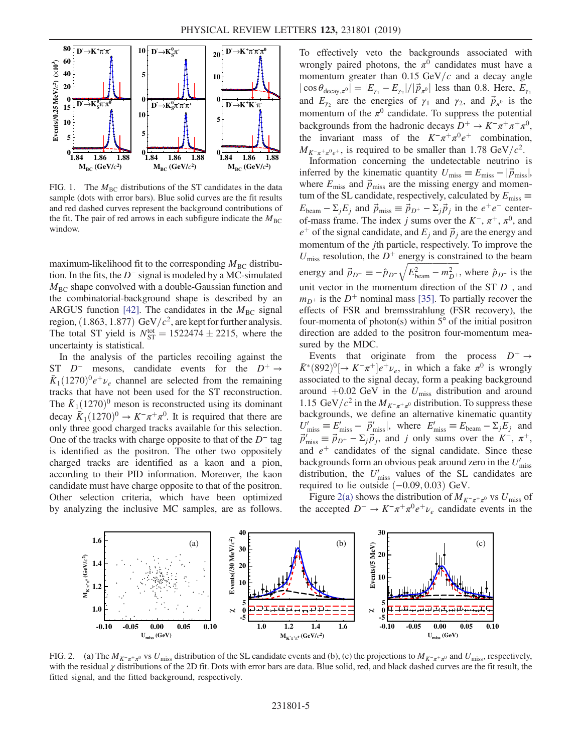FIG. 1. The $M_{\rm BC}$ distributions of the ST candidates in the data sample (dots with error bars). Blue solid curves are the fit results and red dashed curves represent the background contributions of the fit. The pair of red arrows in each subfigure indicate the $M_{\rm BC}$ window.

maximum-likelihood fit to the corresponding $M_{\rm BC}$ distribution. In the fits, the $D^-$ signal is modeled by a MC-simulated $M_{\rm BC}$ shape convolved with a double-Gaussian function and the combinatorial-background shape is described by an ARGUS function [42]. The candidates in the $M_{\rm BC}$ signal region, $(1.863, 1.877)~{\rm GeV}/c^2$, are kept for further analysis. The total ST yield is $N_{\rm ST}^{\rm tot} = 1522474 \pm 2215$, where the uncertainty is statistical.

In the analysis of the particles recoiling against the ST $D^-$ mesons, candidate events for the $D^+ \to \bar{K}_1(1270)^0 e^+\nu_e$ channel are selected from the remaining tracks that have not been used for the ST reconstruction. The $\bar{K}_1(1270)^0$ meson is reconstructed using its dominant decay $\bar{K}_1(1270)^0 \to K^-\pi^+\pi^0$. It is required that there are only three good charged tracks available for this selection. One of the tracks with charge opposite to that of the $D^-$ tag is identified as the positron. The other two oppositely charged tracks are identified as a kaon and a pion, according to their PID information. Moreover, the kaon candidate must have charge opposite to that of the positron. Other selection criteria, which have been optimized by analyzing the inclusive MC samples, are as follows. To effectively veto the backgrounds associated with wrongly paired photons, the $\pi^0$ candidates must have a momentum greater than $0.15~{\rm GeV}/c$ and a decay angle $|\cos\theta_{{\rm decay},\pi^0}| = |E_{\gamma_1} - E_{\gamma_2}|/|\vec{p}_{\pi^0}|$ less than 0.8. Here, $E_{\gamma_1}$ and $E_{\gamma_2}$ are the energies of $\gamma_1$ and $\gamma_2$, and $\vec{p}_{\pi^0}$ is the momentum of the $\pi^0$ candidate. To suppress the potential backgrounds from the hadronic decays $D^+ \to K^-\pi^+\pi^+\pi^0$, the invariant mass of the $K^-\pi^+\pi^0 e^+$ combination, $M_{K^-\pi^+\pi^0 e^+}$, is required to be smaller than $1.78~{\rm GeV}/c^2$.

Information concerning the undetectable neutrino is inferred by the kinematic quantity $U_{\rm miss} \equiv E_{\rm miss} - |\vec{p}_{\rm miss}|$, where $E_{\rm miss}$ and $\vec{p}_{\rm miss}$ are the missing energy and momentum of the SL candidate, respectively, calculated by $E_{\rm miss} \equiv E_{\rm beam} - \Sigma_j E_j$ and $\vec{p}_{\rm miss} \equiv \vec{p}_{D^+} - \Sigma_j \vec{p}_j$ in the $e^+e^-$ center-of-mass frame. The index $j$ sums over the $K^-$, $\pi^+$, $\pi^0$, and $e^+$ of the signal candidate, and $E_j$ and $\vec{p}_j$ are the energy and momentum of the $j$th particle, respectively. To improve the $U_{\rm miss}$ resolution, the $D^+$ energy is constrained to the beam energy and $\vec{p}_{D^+} \equiv -\hat{p}_{D^-}\sqrt{E_{\rm beam}^2 - m_{D^+}^2}$, where $\hat{p}_{D^-}$ is the unit vector in the momentum direction of the ST $D^-$, and $m_{D^+}$ is the $D^+$ nominal mass [35]. To partially recover the effects of FSR and bremsstrahlung (FSR recovery), the four-momenta of photon(s) within 5° of the initial positron direction are added to the positron four-momentum measured by the MDC.

Events that originate from the process $D^+ \to \bar{K}^*(892)^0[\to K^-\pi^+]e^+\nu_e$, in which a fake $\pi^0$ is wrongly associated to the signal decay, form a peaking background around $+0.02$ GeV in the $U_{\rm miss}$ distribution and around $1.15~{\rm GeV}/c^2$ in the $M_{K^-\pi^+\pi^0}$ distribution. To suppress these backgrounds, we define an alternative kinematic quantity $U'_{\rm miss} \equiv E'_{\rm miss} - |\vec{p}'_{\rm miss}|$, where $E'_{\rm miss} \equiv E_{\rm beam} - \Sigma_j E_j$ and $\vec{p}'_{\rm miss} \equiv \vec{p}_{D^+} - \Sigma_j \vec{p}_j$, and $j$ only sums over the $K^-$, $\pi^+$, and $e^+$ candidates of the signal candidate. Since these backgrounds form an obvious peak around zero in the $U'_{\rm miss}$ distribution, the $U'_{\rm miss}$ values of the SL candidates are required to lie outside $(-0.09, 0.03)$ GeV.

Figure 2(a) shows the distribution of $M_{K^-\pi^+\pi^0}$ vs $U_{\rm miss}$ of the accepted $D^+ \to K^-\pi^+\pi^0 e^+\nu_e$ candidate events in the

FIG. 2. (a) The $M_{K^-\pi^+\pi^0}$ vs $U_{\rm miss}$ distribution of the SL candidate events and (b), (c) the projections to $M_{K^-\pi^+\pi^0}$ and $U_{\rm miss}$, respectively, with the residual $\chi$ distributions of the 2D fit. Dots with error bars are data. Blue solid, red, and black dashed curves are the fit result, the fitted signal, and the fitted background, respectively.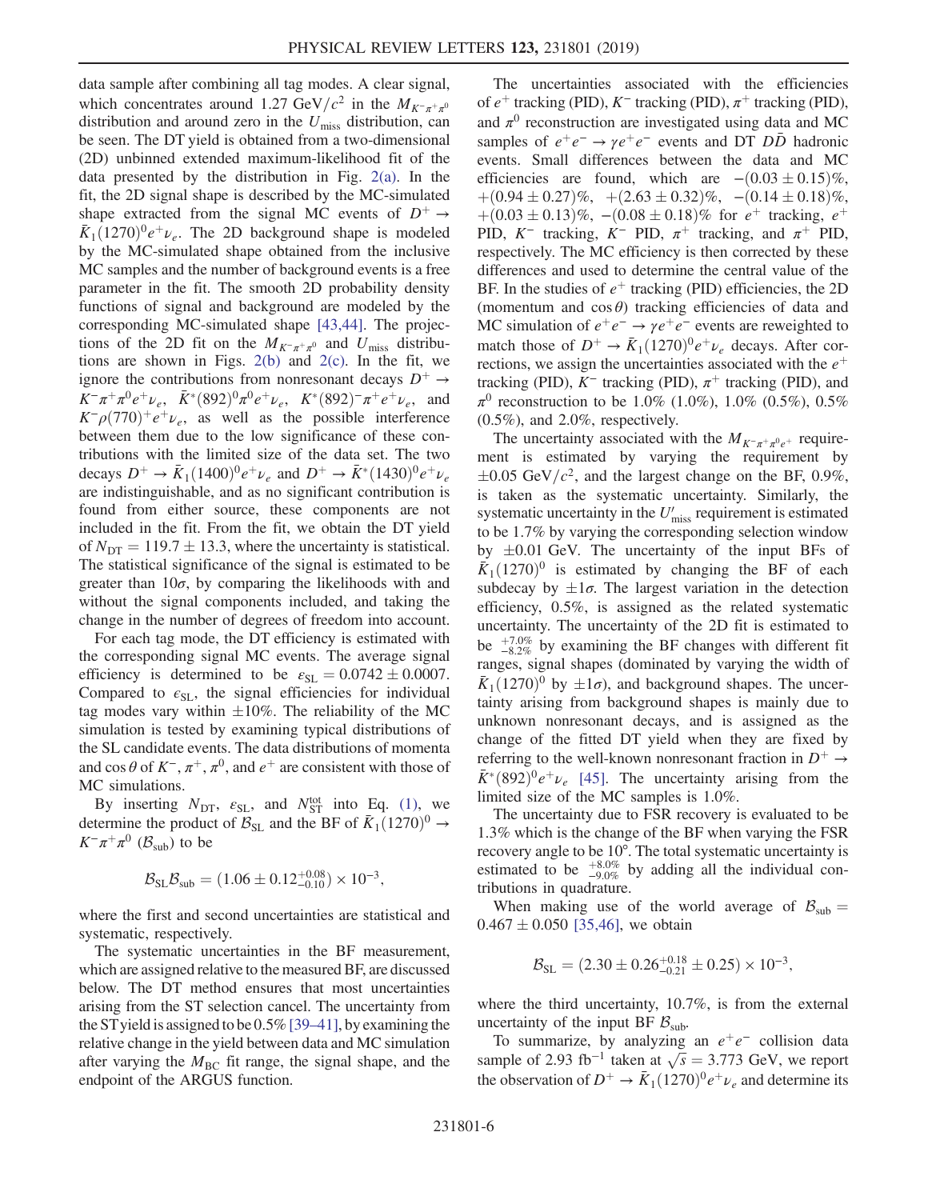data sample after combining all tag modes. A clear signal, which concentrates around 1.27 GeV/$c^2$ in the $M_{K^-\pi^+\pi^0}$ distribution and around zero in the $U_{\rm miss}$ distribution, can be seen. The DT yield is obtained from a two-dimensional (2D) unbinned extended maximum-likelihood fit of the data presented by the distribution in Fig. 2(a). In the fit, the 2D signal shape is described by the MC-simulated shape extracted from the signal MC events of $D^+ \to \bar{K}_1(1270)^0 e^+\nu_e$. The 2D background shape is modeled by the MC-simulated shape obtained from the inclusive MC samples and the number of background events is a free parameter in the fit. The smooth 2D probability density functions of signal and background are modeled by the corresponding MC-simulated shape [43,44]. The projections of the 2D fit on the $M_{K^-\pi^+\pi^0}$ and $U_{\rm miss}$ distributions are shown in Figs. 2(b) and 2(c). In the fit, we ignore the contributions from nonresonant decays $D^+ \to K^-\pi^+\pi^0 e^+\nu_e$, $\bar{K}^*(892)^0\pi^0 e^+\nu_e$, $K^*(892)^-\pi^+ e^+\nu_e$, and $K^-\rho(770)^+ e^+\nu_e$, as well as the possible interference between them due to the low significance of these contributions with the limited size of the data set. The two decays $D^+ \to \bar{K}_1(1400)^0 e^+\nu_e$ and $D^+ \to \bar{K}^*(1430)^0 e^+\nu_e$ are indistinguishable, and as no significant contribution is found from either source, these components are not included in the fit. From the fit, we obtain the DT yield of $N_{\rm DT} = 119.7 \pm 13.3$, where the uncertainty is statistical. The statistical significance of the signal is estimated to be greater than $10\sigma$, by comparing the likelihoods with and without the signal components included, and taking the change in the number of degrees of freedom into account.

For each tag mode, the DT efficiency is estimated with the corresponding signal MC events. The average signal efficiency is determined to be $\varepsilon_{\rm SL} = 0.0742 \pm 0.0007$. Compared to $\epsilon_{\rm SL}$, the signal efficiencies for individual tag modes vary within $\pm 10\%$. The reliability of the MC simulation is tested by examining typical distributions of the SL candidate events. The data distributions of momenta and $\cos\theta$ of $K^-$, $\pi^+$, $\pi^0$, and $e^+$ are consistent with those of MC simulations.

By inserting $N_{\rm DT}$, $\varepsilon_{\rm SL}$, and $N_{\rm ST}^{\rm tot}$ into Eq. (1), we determine the product of $\mathcal{B}_{\rm SL}$ and the BF of $\bar{K}_1(1270)^0 \to K^-\pi^+\pi^0$ ($\mathcal{B}_{\rm sub}$) to be

$$\mathcal{B}_{\rm SL}\mathcal{B}_{\rm sub} = (1.06 \pm 0.12^{+0.08}_{-0.10}) \times 10^{-3},$$

where the first and second uncertainties are statistical and systematic, respectively.

The systematic uncertainties in the BF measurement, which are assigned relative to the measured BF, are discussed below. The DT method ensures that most uncertainties arising from the ST selection cancel. The uncertainty from the ST yield is assigned to be 0.5% [39–41], by examining the relative change in the yield between data and MC simulation after varying the $M_{\rm BC}$ fit range, the signal shape, and the endpoint of the ARGUS function.

The uncertainties associated with the efficiencies of $e^+$ tracking (PID), $K^-$ tracking (PID), $\pi^+$ tracking (PID), and $\pi^0$ reconstruction are investigated using data and MC samples of $e^+e^- \to \gamma e^+e^-$ events and DT $D\bar{D}$ hadronic events. Small differences between the data and MC efficiencies are found, which are $-(0.03 \pm 0.15)\%$, $+(0.94 \pm 0.27)\%$, $+(2.63 \pm 0.32)\%$, $-(0.14 \pm 0.18)\%$, $+(0.03 \pm 0.13)\%$, $-(0.08 \pm 0.18)\%$ for $e^+$ tracking, $e^+$ PID, $K^-$ tracking, $K^-$ PID, $\pi^+$ tracking, and $\pi^+$ PID, respectively. The MC efficiency is then corrected by these differences and used to determine the central value of the BF. In the studies of $e^+$ tracking (PID) efficiencies, the 2D (momentum and $\cos\theta$) tracking efficiencies of data and MC simulation of $e^+e^- \to \gamma e^+e^-$ events are reweighted to match those of $D^+ \to \bar{K}_1(1270)^0 e^+\nu_e$ decays. After corrections, we assign the uncertainties associated with the $e^+$ tracking (PID), $K^-$ tracking (PID), $\pi^+$ tracking (PID), and $\pi^0$ reconstruction to be 1.0% (1.0%), 1.0% (0.5%), 0.5% (0.5%), and 2.0%, respectively.

The uncertainty associated with the $M_{K^-\pi^+\pi^0 e^+}$ requirement is estimated by varying the requirement by $\pm 0.05$ GeV/$c^2$, and the largest change on the BF, 0.9%, is taken as the systematic uncertainty. Similarly, the systematic uncertainty in the $U'_{\rm miss}$ requirement is estimated to be 1.7% by varying the corresponding selection window by $\pm 0.01$ GeV. The uncertainty of the input BFs of $\bar{K}_1(1270)^0$ is estimated by changing the BF of each subdecay by $\pm 1\sigma$. The largest variation in the detection efficiency, 0.5%, is assigned as the related systematic uncertainty. The uncertainty of the 2D fit is estimated to be ${}^{+7.0\%}_{-8.2\%}$ by examining the BF changes with different fit ranges, signal shapes (dominated by varying the width of $\bar{K}_1(1270)^0$ by $\pm 1\sigma$), and background shapes. The uncertainty arising from background shapes is mainly due to unknown nonresonant decays, and is assigned as the change of the fitted DT yield when they are fixed by referring to the well-known nonresonant fraction in $D^+ \to \bar{K}^*(892)^0 e^+\nu_e$ [45]. The uncertainty arising from the limited size of the MC samples is 1.0%.

The uncertainty due to FSR recovery is evaluated to be 1.3% which is the change of the BF when varying the FSR recovery angle to be 10°. The total systematic uncertainty is estimated to be ${}^{+8.0\%}_{-9.0\%}$ by adding all the individual contributions in quadrature.

When making use of the world average of $\mathcal{B}_{\rm sub} = 0.467 \pm 0.050$ [35,46], we obtain

$$\mathcal{B}_{\rm SL} = (2.30 \pm 0.26^{+0.18}_{-0.21} \pm 0.25) \times 10^{-3},$$

where the third uncertainty, 10.7%, is from the external uncertainty of the input BF $\mathcal{B}_{\rm sub}$.

To summarize, by analyzing an $e^+e^-$ collision data sample of 2.93 fb$^{-1}$ taken at $\sqrt{s} = 3.773$ GeV, we report the observation of $D^+ \to \bar{K}_1(1270)^0 e^+\nu_e$ and determine its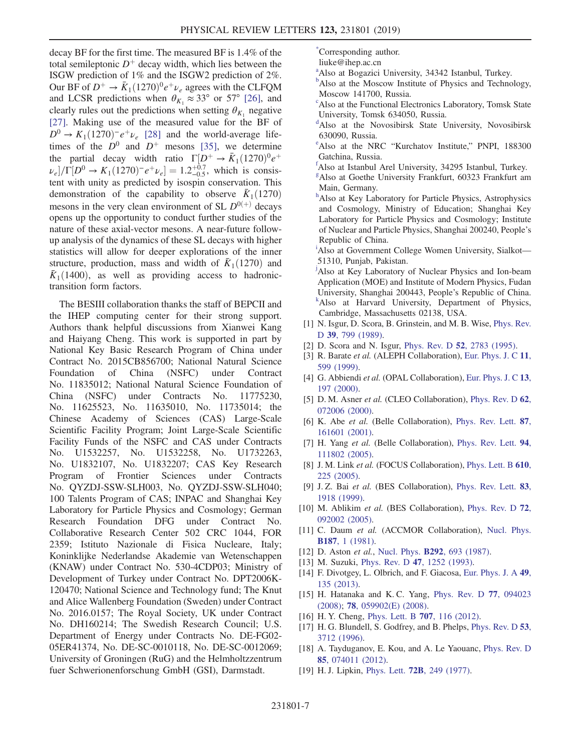decay BF for the first time. The measured BF is 1.4% of the total semileptonic $D^+$ decay width, which lies between the ISGW prediction of 1% and the ISGW2 prediction of 2%. Our BF of $D^+ \to \bar{K}_1(1270)^0 e^+ \nu_e$ agrees with the CLFQM and LCSR predictions when $\theta_{K_1} \approx 33^\circ$ or $57^\circ$ [26], and clearly rules out the predictions when setting $\theta_{K_1}$ negative [27]. Making use of the measured value for the BF of $D^0 \to K_1(1270)^- e^+ \nu_e$ [28] and the world-average lifetimes of the $D^0$ and $D^+$ mesons [35], we determine the partial decay width ratio $\Gamma[D^+ \to \bar{K}_1(1270)^0 e^+ \nu_e]/\Gamma[D^0 \to K_1(1270)^- e^+ \nu_e] = 1.2^{+0.7}_{-0.5}$, which is consistent with unity as predicted by isospin conservation. This demonstration of the capability to observe $\bar{K}_1(1270)$ mesons in the very clean environment of SL $D^{0(+)}$ decays opens up the opportunity to conduct further studies of the nature of these axial-vector mesons. A near-future follow-up analysis of the dynamics of these SL decays with higher statistics will allow for deeper explorations of the inner structure, production, mass and width of $\bar{K}_1(1270)$ and $\bar{K}_1(1400)$, as well as providing access to hadronic-transition form factors.

The BESIII collaboration thanks the staff of BEPCII and the IHEP computing center for their strong support. Authors thank helpful discussions from Xianwei Kang and Haiyang Cheng. This work is supported in part by National Key Basic Research Program of China under Contract No. 2015CB856700; National Natural Science Foundation of China (NSFC) under Contract No. 11835012; National Natural Science Foundation of China (NSFC) under Contracts No. 11775230, No. 11625523, No. 11635010, No. 11735014; the Chinese Academy of Sciences (CAS) Large-Scale Scientific Facility Program; Joint Large-Scale Scientific Facility Funds of the NSFC and CAS under Contracts No. U1532257, No. U1532258, No. U1732263, No. U1832107, No. U1832207; CAS Key Research Program of Frontier Sciences under Contracts No. QYZDJ-SSW-SLH003, No. QYZDJ-SSW-SLH040; 100 Talents Program of CAS; INPAC and Shanghai Key Laboratory for Particle Physics and Cosmology; German Research Foundation DFG under Contract No. Collaborative Research Center 502 CRC 1044, FOR 2359; Istituto Nazionale di Fisica Nucleare, Italy; Koninklijke Nederlandse Akademie van Wetenschappen (KNAW) under Contract No. 530-4CDP03; Ministry of Development of Turkey under Contract No. DPT2006K-120470; National Science and Technology fund; The Knut and Alice Wallenberg Foundation (Sweden) under Contract No. 2016.0157; The Royal Society, UK under Contract No. DH160214; The Swedish Research Council; U.S. Department of Energy under Contracts No. DE-FG02-05ER41374, No. DE-SC-0010118, No. DE-SC-0012069; University of Groningen (RuG) and the Helmholtzzentrum fuer Schwerionenforschung GmbH (GSI), Darmstadt.

[*] Corresponding author.
liuke@ihep.ac.cn

[a] Also at Bogazici University, 34342 Istanbul, Turkey.

[b] Also at the Moscow Institute of Physics and Technology, Moscow 141700, Russia.

[c] Also at the Functional Electronics Laboratory, Tomsk State University, Tomsk 634050, Russia.

[d] Also at the Novosibirsk State University, Novosibirsk 630090, Russia.

[e] Also at the NRC "Kurchatov Institute," PNPI, 188300 Gatchina, Russia.

[f] Also at Istanbul Arel University, 34295 Istanbul, Turkey.

[g] Also at Goethe University Frankfurt, 60323 Frankfurt am Main, Germany.

[h] Also at Key Laboratory for Particle Physics, Astrophysics and Cosmology, Ministry of Education; Shanghai Key Laboratory for Particle Physics and Cosmology; Institute of Nuclear and Particle Physics, Shanghai 200240, People's Republic of China.

[i] Also at Government College Women University, Sialkot—51310, Punjab, Pakistan.

[j] Also at Key Laboratory of Nuclear Physics and Ion-beam Application (MOE) and Institute of Modern Physics, Fudan University, Shanghai 200443, People's Republic of China.

[k] Also at Harvard University, Department of Physics, Cambridge, Massachusetts 02138, USA.

[1] N. Isgur, D. Scora, B. Grinstein, and M. B. Wise, Phys. Rev. D **39**, 799 (1989).

[2] D. Scora and N. Isgur, Phys. Rev. D **52**, 2783 (1995).

[3] R. Barate *et al.* (ALEPH Collaboration), Eur. Phys. J. C **11**, 599 (1999).

[4] G. Abbiendi *et al.* (OPAL Collaboration), Eur. Phys. J. C **13**, 197 (2000).

[5] D. M. Asner *et al.* (CLEO Collaboration), Phys. Rev. D **62**, 072006 (2000).

[6] K. Abe *et al.* (Belle Collaboration), Phys. Rev. Lett. **87**, 161601 (2001).

[7] H. Yang *et al.* (Belle Collaboration), Phys. Rev. Lett. **94**, 111802 (2005).

[8] J. M. Link *et al.* (FOCUS Collaboration), Phys. Lett. B **610**, 225 (2005).

[9] J. Z. Bai *et al.* (BES Collaboration), Phys. Rev. Lett. **83**, 1918 (1999).

[10] M. Ablikim *et al.* (BES Collaboration), Phys. Rev. D **72**, 092002 (2005).

[11] C. Daum *et al.* (ACCMOR Collaboration), Nucl. Phys. **B187**, 1 (1981).

[12] D. Aston *et al.*, Nucl. Phys. **B292**, 693 (1987).

[13] M. Suzuki, Phys. Rev. D **47**, 1252 (1993).

[14] F. Divotgey, L. Olbrich, and F. Giacosa, Eur. Phys. J. A **49**, 135 (2013).

[15] H. Hatanaka and K. C. Yang, Phys. Rev. D **77**, 094023 (2008); **78**, 059902(E) (2008).

[16] H. Y. Cheng, Phys. Lett. B **707**, 116 (2012).

[17] H. G. Blundell, S. Godfrey, and B. Phelps, Phys. Rev. D **53**, 3712 (1996).

[18] A. Tayduganov, E. Kou, and A. Le Yaouanc, Phys. Rev. D **85**, 074011 (2012).

[19] H. J. Lipkin, Phys. Lett. **72B**, 249 (1977).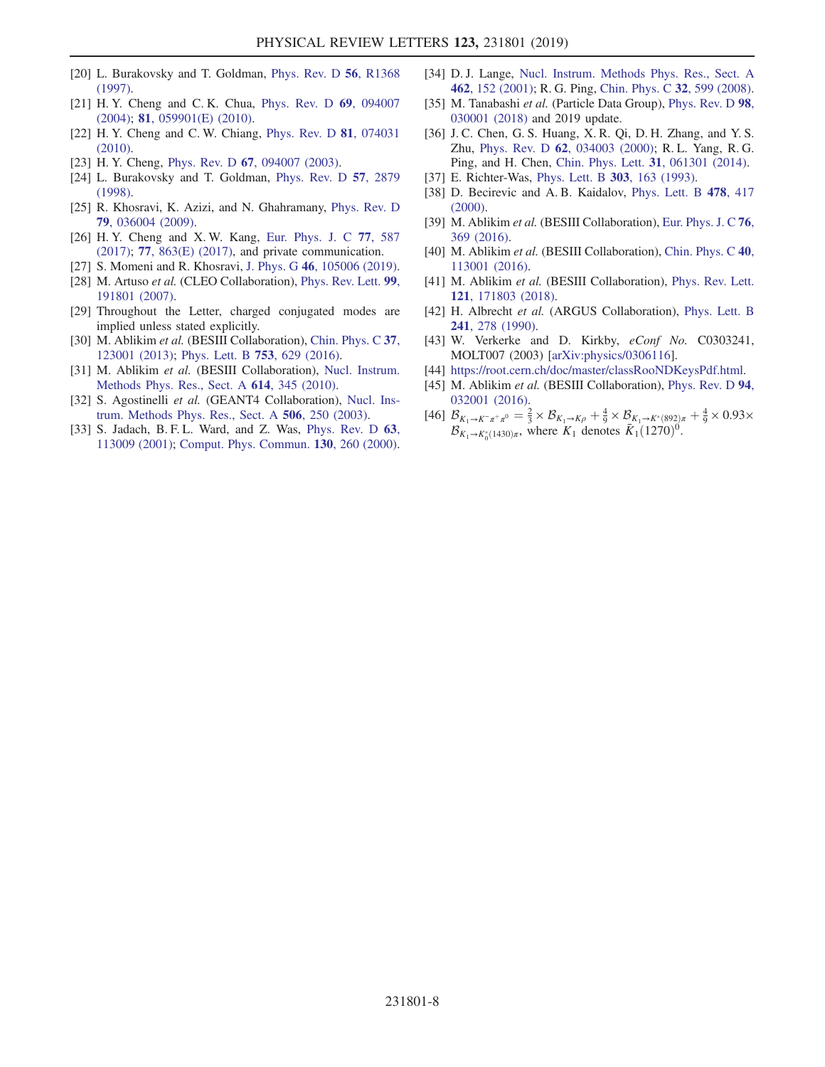[20] L. Burakovsky and T. Goldman, Phys. Rev. D **56**, R1368 (1997).

[21] H. Y. Cheng and C. K. Chua, Phys. Rev. D **69**, 094007 (2004); **81**, 059901(E) (2010).

[22] H. Y. Cheng and C. W. Chiang, Phys. Rev. D **81**, 074031 (2010).

[23] H. Y. Cheng, Phys. Rev. D **67**, 094007 (2003).

[24] L. Burakovsky and T. Goldman, Phys. Rev. D **57**, 2879 (1998).

[25] R. Khosravi, K. Azizi, and N. Ghahramany, Phys. Rev. D **79**, 036004 (2009).

[26] H. Y. Cheng and X. W. Kang, Eur. Phys. J. C **77**, 587 (2017); **77**, 863(E) (2017), and private communication.

[27] S. Momeni and R. Khosravi, J. Phys. G **46**, 105006 (2019).

[28] M. Artuso *et al.* (CLEO Collaboration), Phys. Rev. Lett. **99**, 191801 (2007).

[29] Throughout the Letter, charged conjugated modes are implied unless stated explicitly.

[30] M. Ablikim *et al.* (BESIII Collaboration), Chin. Phys. C **37**, 123001 (2013); Phys. Lett. B **753**, 629 (2016).

[31] M. Ablikim *et al.* (BESIII Collaboration), Nucl. Instrum. Methods Phys. Res., Sect. A **614**, 345 (2010).

[32] S. Agostinelli *et al.* (GEANT4 Collaboration), Nucl. Instrum. Methods Phys. Res., Sect. A **506**, 250 (2003).

[33] S. Jadach, B. F. L. Ward, and Z. Was, Phys. Rev. D **63**, 113009 (2001); Comput. Phys. Commun. **130**, 260 (2000).

[34] D. J. Lange, Nucl. Instrum. Methods Phys. Res., Sect. A **462**, 152 (2001); R. G. Ping, Chin. Phys. C **32**, 599 (2008).

[35] M. Tanabashi *et al.* (Particle Data Group), Phys. Rev. D **98**, 030001 (2018) and 2019 update.

[36] J. C. Chen, G. S. Huang, X. R. Qi, D. H. Zhang, and Y. S. Zhu, Phys. Rev. D **62**, 034003 (2000); R. L. Yang, R. G. Ping, and H. Chen, Chin. Phys. Lett. **31**, 061301 (2014).

[37] E. Richter-Was, Phys. Lett. B **303**, 163 (1993).

[38] D. Becirevic and A. B. Kaidalov, Phys. Lett. B **478**, 417 (2000).

[39] M. Ablikim *et al.* (BESIII Collaboration), Eur. Phys. J. C **76**, 369 (2016).

[40] M. Ablikim *et al.* (BESIII Collaboration), Chin. Phys. C **40**, 113001 (2016).

[41] M. Ablikim *et al.* (BESIII Collaboration), Phys. Rev. Lett. **121**, 171803 (2018).

[42] H. Albrecht *et al.* (ARGUS Collaboration), Phys. Lett. B **241**, 278 (1990).

[43] W. Verkerke and D. Kirkby, *eConf No.* C0303241, MOLT007 (2003) [arXiv:physics/0306116].

[44] https://root.cern.ch/doc/master/classRooNDKeysPdf.html.

[45] M. Ablikim *et al.* (BESIII Collaboration), Phys. Rev. D **94**, 032001 (2016).

[46] $\mathcal{B}_{K_1\to K^-\pi^+\pi^0} = \frac{2}{3}\times\mathcal{B}_{K_1\to K\rho} + \frac{4}{9}\times\mathcal{B}_{K_1\to K^*(892)\pi} + \frac{4}{9}\times 0.93\times \mathcal{B}_{K_1\to K_0^*(1430)\pi}$, where $K_1$ denotes $\bar{K}_1(1270)^0$.